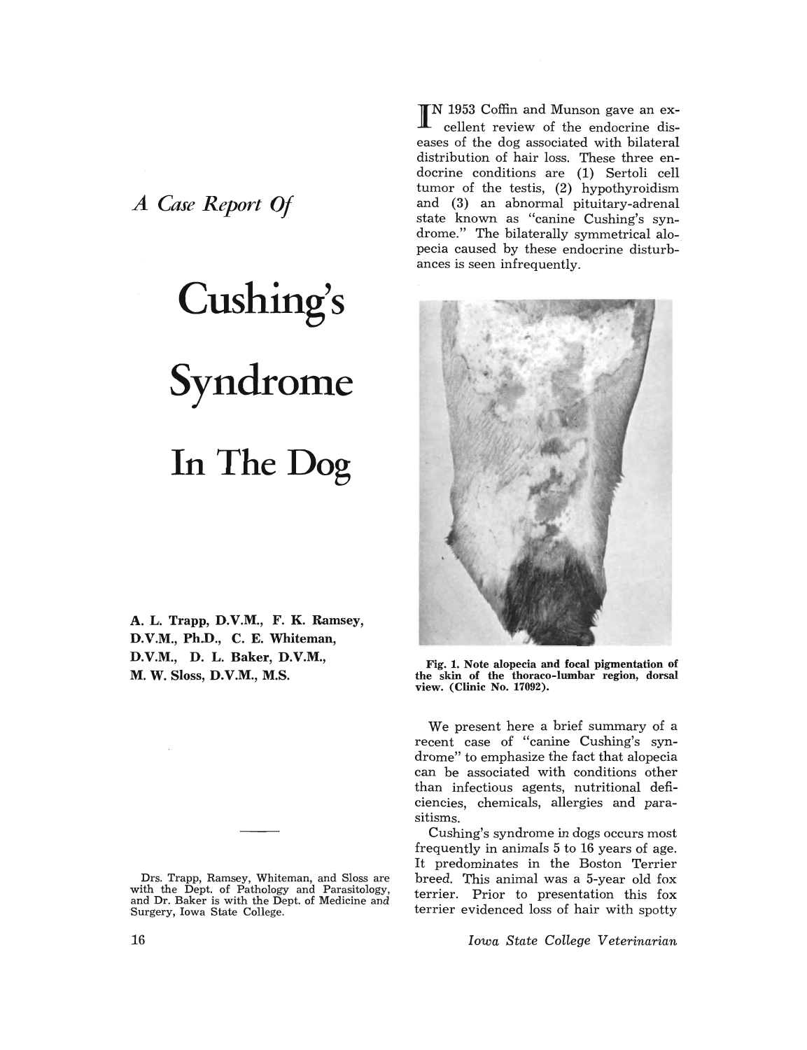*A Case Report Of*

# Cushing's Syndrome In The Dog

**A. L. Trapp, D.V.M., F. K. Ramsey, D.V.M., Ph.D., C. E. Whiteman, D.V.M., D. L. Baker, D.V.M., M. W. Sloss, D.V.M., M.S.**

Drs. Trapp, Ramsey, Whiteman, and Sloss are with the Dept. of Pathology and Parasitology, and Dr. Baker is with the Dept. of Medicine and Surgery, Iowa State College.

IN 1953 Coffin and Munson gave an excellent review of the endocrine diseases of the dog associated with bilateral distribution of hair loss. These three endocrine conditions are (1) Sertoli cell tumor of the testis, (2) hypothyroidism and (3) an abnormal pituitary-adrenal state known as "canine Cushing's syndrome." The bilaterally symmetrical alopecia caused by these endocrine disturbances is seen infrequently.

**Fig. 1. Note alopecia and focal pigmentation of the skin of the thoraco-lumbar region, dorsal view. (Clinic No. 17092).**

We present here a brief summary of a recent case of "canine Cushing's syndrome" to emphasize the fact that alopecia can be associated with conditions other than infectious agents, nutritional deficiencies, chemicals, allergies and parasitisms.

Cushing's syndrome in dogs occurs most frequently in animals 5 to 16 years of age. It predominates in the Boston Terrier breed. This animal was a 5-year old fox terrier. Prior to presentation this fox terrier evidenced loss of hair with spotty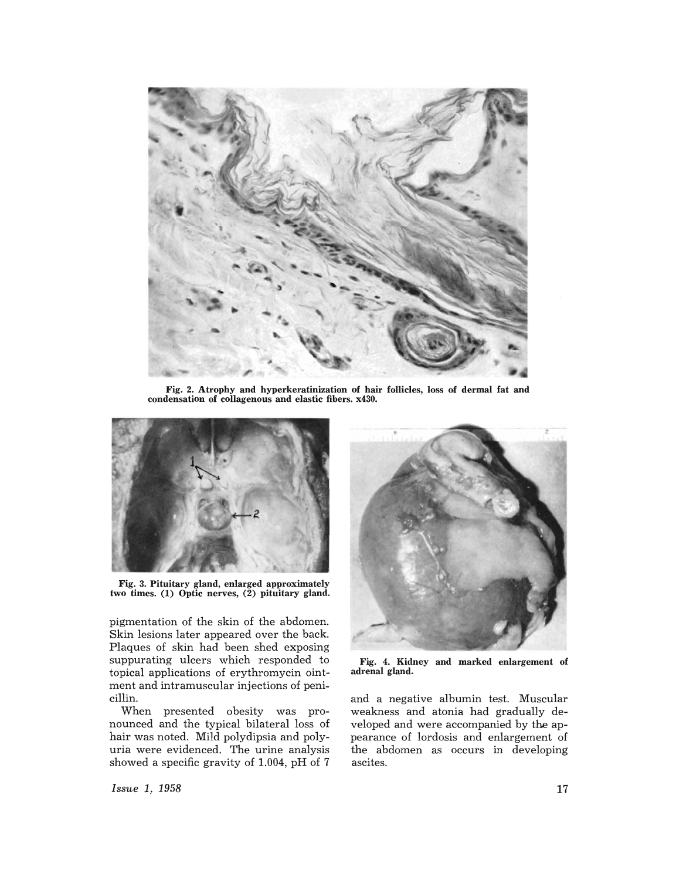Fig. 2. Atrophy and hyperkeratinization of hair follicles, loss of dermal fat and condensation of collagenous and elastic fibers. x430.

Fig. 3. Pituitary gland, enlarged approximately two times. (1) Optic nerves, (2) pituitary gland.

pigmentation of the skin of the abdomen. Skin lesions later appeared over the back. Plaques of skin had been shed exposing suppurating ulcers which responded to topical applications of erythromycin ointment and intramuscular injections of penicillin.

When presented obesity was pronounced and the typical bilateral loss of hair was noted. Mild polydipsia and polyuria were evidenced. The urine analysis showed a specific gravity of 1.004, pH of 7 and a negative albumin test. Muscular weakness and atonia had gradually developed and were accompanied by the appearance of lordosis and enlargement of the abdomen as occurs in developing ascites.

Fig. 4. Kidney and marked enlargement of adrenal gland.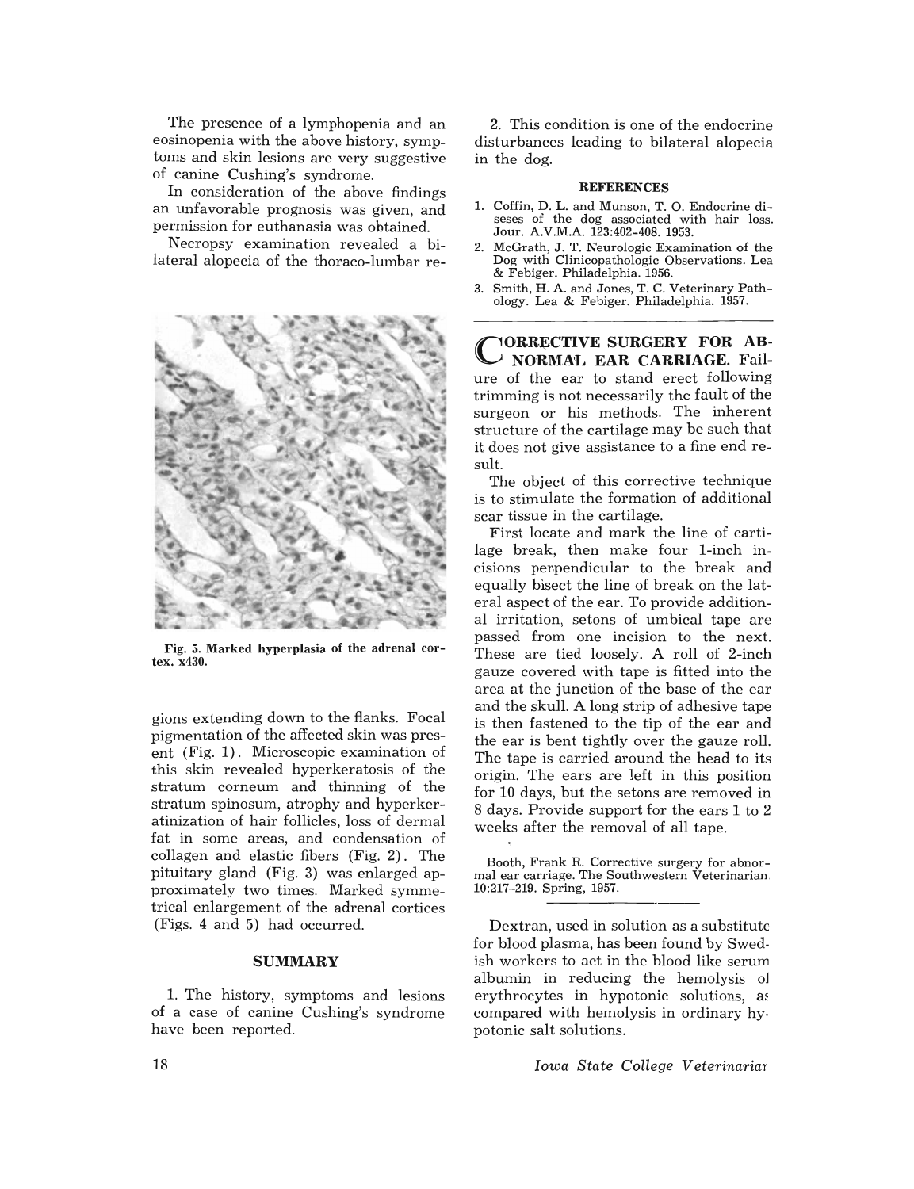The presence of a lymphopenia and an eosinopenia with the above history, symptoms and skin lesions are very suggestive of canine Cushing's syndrome.

In consideration of the above findings an unfavorable prognosis was given, and permission for euthanasia was obtained.

Necropsy examination revealed a bilateral alopecia of the thoraco-lumbar regions extending down to the flanks. Focal pigmentation of the affected skin was present (Fig. 1). Microscopic examination of this skin revealed hyperkeratosis of the stratum corneum and thinning of the stratum spinosum, atrophy and hyperkeratinization of hair follicles, loss of dermal fat in some areas, and condensation of collagen and elastic fibers (Fig. 2). The pituitary gland (Fig. 3) was enlarged approximately two times. Marked symmetrical enlargement of the adrenal cortices (Figs. 4 and 5) had occurred.

**Fig. 5. Marked hyperplasia of the adrenal cortex. x430.**

## SUMMARY

1. The history, symptoms and lesions of a case of canine Cushing's syndrome have been reported.

2. This condition is one of the endocrine disturbances leading to bilateral alopecia in the dog.

### REFERENCES

1. Coffin, D. L. and Munson, T. O. Endocrine diseses of the dog associated with hair loss. Jour. A.V.M.A. 123:402-408. 1953.
2. McGrath, J. T. Neurologic Examination of the Dog with Clinicopathologic Observations. Lea & Febiger. Philadelphia. 1956.
3. Smith, H. A. and Jones, T. C. Veterinary Pathology. Lea & Febiger. Philadelphia. 1957.

---

**CORRECTIVE SURGERY FOR ABNORMAL EAR CARRIAGE.** Failure of the ear to stand erect following trimming is not necessarily the fault of the surgeon or his methods. The inherent structure of the cartilage may be such that it does not give assistance to a fine end result.

The object of this corrective technique is to stimulate the formation of additional scar tissue in the cartilage.

First locate and mark the line of cartilage break, then make four 1-inch incisions perpendicular to the break and equally bisect the line of break on the lateral aspect of the ear. To provide additional irritation, setons of umbical tape are passed from one incision to the next. These are tied loosely. A roll of 2-inch gauze covered with tape is fitted into the area at the junction of the base of the ear and the skull. A long strip of adhesive tape is then fastened to the tip of the ear and the ear is bent tightly over the gauze roll. The tape is carried around the head to its origin. The ears are left in this position for 10 days, but the setons are removed in 8 days. Provide support for the ears 1 to 2 weeks after the removal of all tape.

Booth, Frank R. Corrective surgery for abnormal ear carriage. The Southwestern Veterinarian. 10:217-219. Spring, 1957.

---

Dextran, used in solution as a substitute for blood plasma, has been found by Swedish workers to act in the blood like serum albumin in reducing the hemolysis of erythrocytes in hypotonic solutions, as compared with hemolysis in ordinary hypotonic salt solutions.